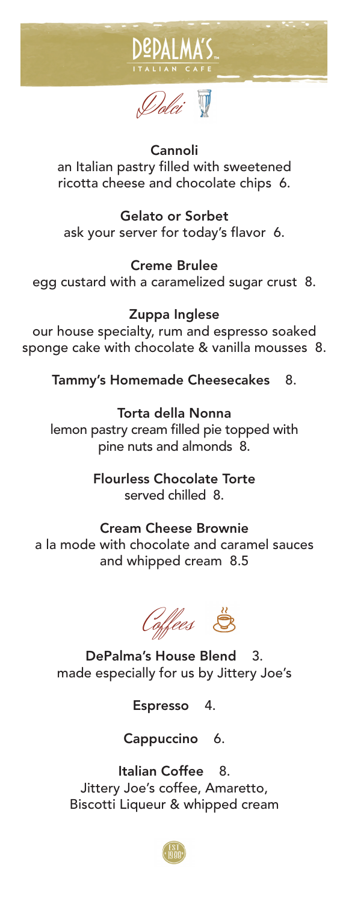# DePALMA'S
ITALIAN CAFE

## *Dolci*

**Cannoli**
an Italian pastry filled with sweetened ricotta cheese and chocolate chips 6.

**Gelato or Sorbet**
ask your server for today's flavor 6.

**Creme Brulee**
egg custard with a caramelized sugar crust 8.

**Zuppa Inglese**
our house specialty, rum and espresso soaked sponge cake with chocolate & vanilla mousses 8.

**Tammy's Homemade Cheesecakes** 8.

**Torta della Nonna**
lemon pastry cream filled pie topped with pine nuts and almonds 8.

**Flourless Chocolate Torte**
served chilled 8.

**Cream Cheese Brownie**
a la mode with chocolate and caramel sauces and whipped cream 8.5

## *Coffees*

**DePalma's House Blend** 3.
made especially for us by Jittery Joe's

**Espresso** 4.

**Cappuccino** 6.

**Italian Coffee** 8.
Jittery Joe's coffee, Amaretto, Biscotti Liqueur & whipped cream

EST 1988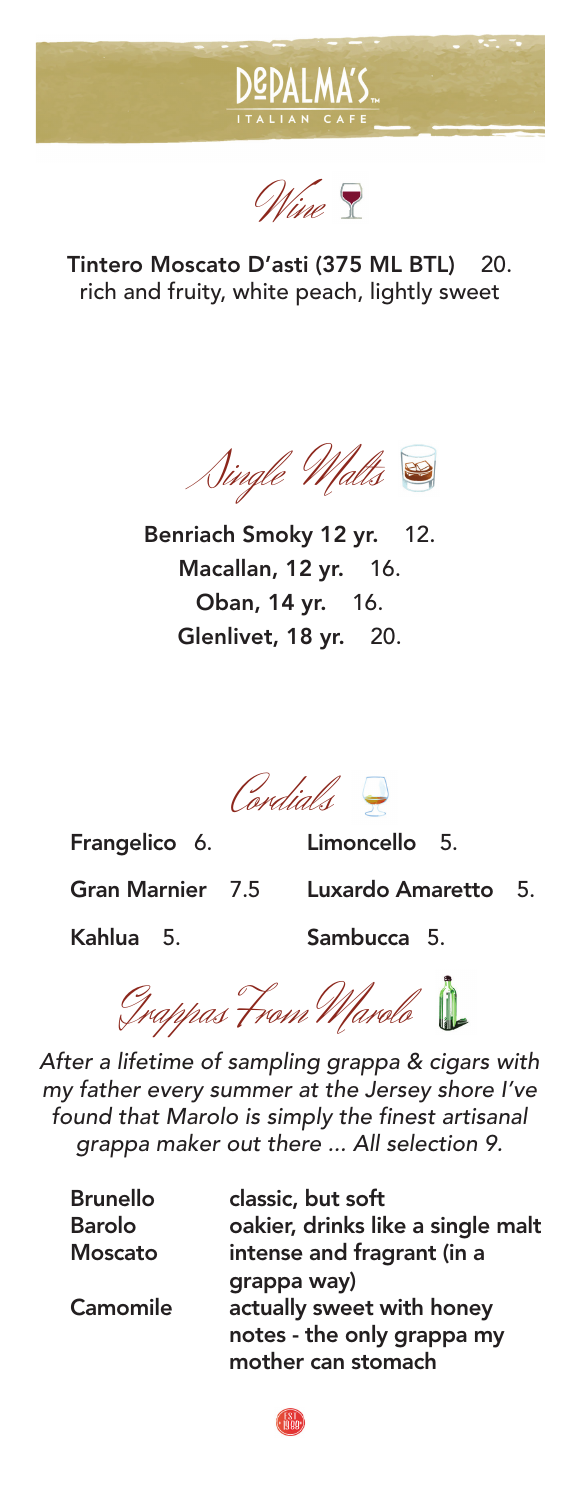# DePALMA'S
ITALIAN CAFE

## Wine

**Tintero Moscato D'asti (375 ML BTL)** 20.
rich and fruity, white peach, lightly sweet

## Single Malts

**Benriach Smoky 12 yr.** 12.
**Macallan, 12 yr.** 16.
**Oban, 14 yr.** 16.
**Glenlivet, 18 yr.** 20.

## Cordials

**Frangelico** 6.
**Gran Marnier** 7.5
**Kahlua** 5.
**Limoncello** 5.
**Luxardo Amaretto** 5.
**Sambucca** 5.

## Grappas From Marolo

*After a lifetime of sampling grappa & cigars with my father every summer at the Jersey shore I've found that Marolo is simply the finest artisanal grappa maker out there ... All selection 9.*

| | |
|---|---|
| **Brunello** | classic, but soft |
| **Barolo** | oakier, drinks like a single malt |
| **Moscato** | intense and fragrant (in a grappa way) |
| **Camomile** | actually sweet with honey notes - the only grappa my mother can stomach |